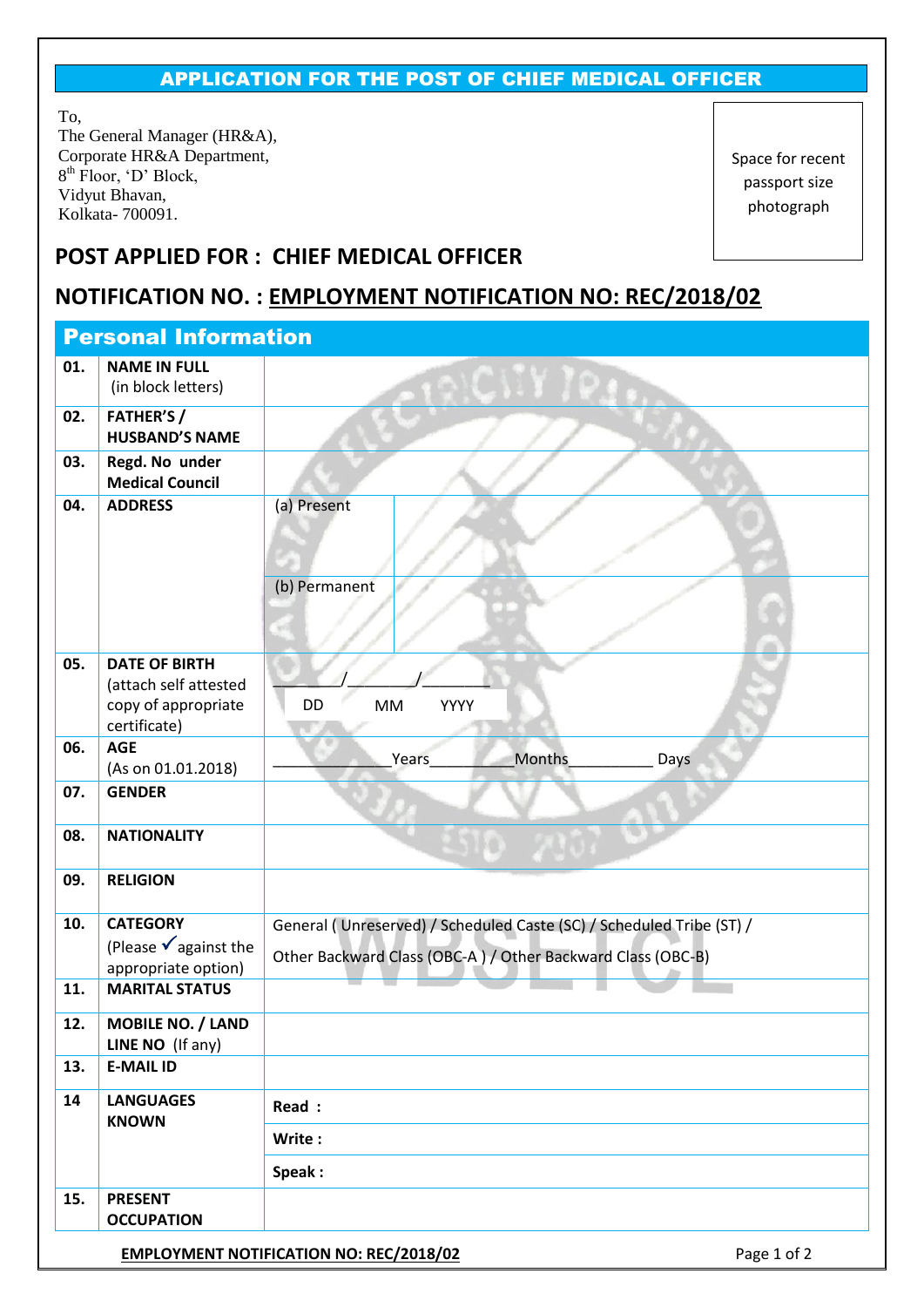# APPLICATION FOR THE POST OF CHIEF MEDICAL OFFICER

To,
The General Manager (HR&A),
Corporate HR&A Department,
8th Floor, 'D' Block,
Vidyut Bhavan,
Kolkata- 700091.

Space for recent passport size photograph

## POST APPLIED FOR : CHIEF MEDICAL OFFICER

## NOTIFICATION NO. : EMPLOYMENT NOTIFICATION NO: REC/2018/02

## Personal Information

| | | | |
|---|---|---|---|
| 01. | **NAME IN FULL** (in block letters) | | |
| 02. | **FATHER'S / HUSBAND'S NAME** | | |
| 03. | **Regd. No under Medical Council** | | |
| 04. | **ADDRESS** | (a) Present | |
| | | (b) Permanent | |
| 05. | **DATE OF BIRTH** (attach self attested copy of appropriate certificate) | ______/______/______ DD MM YYYY | |
| 06. | **AGE** (As on 01.01.2018) | ___________Years_________Months_________ Days | |
| 07. | **GENDER** | | |
| 08. | **NATIONALITY** | | |
| 09. | **RELIGION** | | |
| 10. | **CATEGORY** (Please ✓ against the appropriate option) | General ( Unreserved) / Scheduled Caste (SC) / Scheduled Tribe (ST) / Other Backward Class (OBC-A ) / Other Backward Class (OBC-B) | |
| 11. | **MARITAL STATUS** | | |
| 12. | **MOBILE NO. / LAND LINE NO** (If any) | | |
| 13. | **E-MAIL ID** | | |
| 14 | **LANGUAGES KNOWN** | **Read :** | |
| | | **Write :** | |
| | | **Speak :** | |
| 15. | **PRESENT OCCUPATION** | | |

**EMPLOYMENT NOTIFICATION NO: REC/2018/02**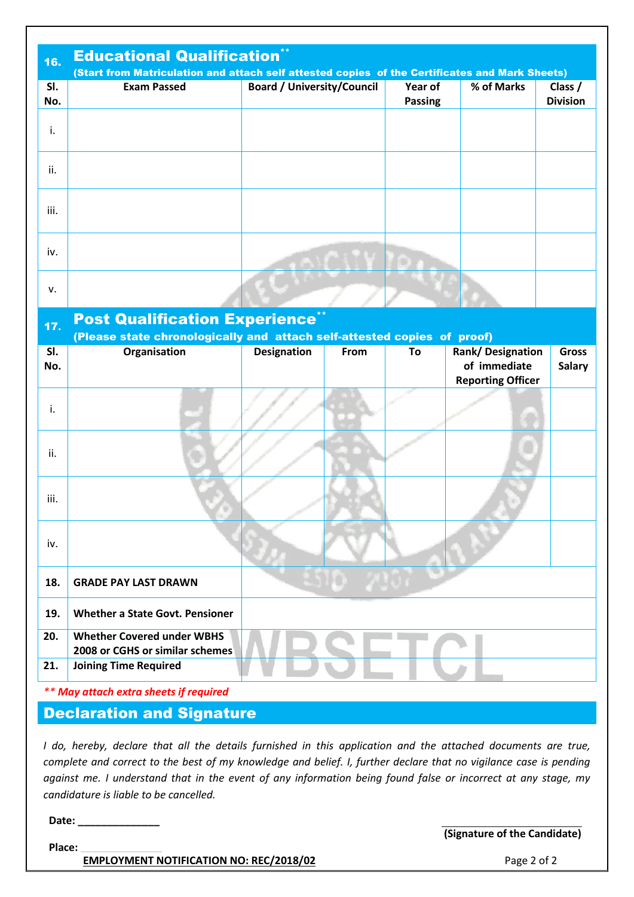## 16. Educational Qualification**

**(Start from Matriculation and attach self attested copies of the Certificates and Mark Sheets)**

| Sl. No. | Exam Passed | Board / University/Council | Year of Passing | % of Marks | Class / Division |
|---|---|---|---|---|---|
| i. | | | | | |
| ii. | | | | | |
| iii. | | | | | |
| iv. | | | | | |
| v. | | | | | |

## 17. Post Qualification Experience**

**(Please state chronologically and attach self-attested copies of proof)**

| Sl. No. | Organisation | Designation | From | To | Rank/ Designation of immediate Reporting Officer | Gross Salary |
|---|---|---|---|---|---|---|
| i. | | | | | | |
| ii. | | | | | | |
| iii. | | | | | | |
| iv. | | | | | | |

| | | |
|---|---|---|
| **18.** | **GRADE PAY LAST DRAWN** | |
| **19.** | **Whether a State Govt. Pensioner** | |
| **20.** | **Whether Covered under WBHS 2008 or CGHS or similar schemes** | |
| **21.** | **Joining Time Required** | |

*** May attach extra sheets if required*

## Declaration and Signature

*I do, hereby, declare that all the details furnished in this application and the attached documents are true, complete and correct to the best of my knowledge and belief. I, further declare that no vigilance case is pending against me. I understand that in the event of any information being found false or incorrect at any stage, my candidature is liable to be cancelled.*

**Date:** ______________

**(Signature of the Candidate)**

**Place:** ______________

**EMPLOYMENT NOTIFICATION NO: REC/2018/02**